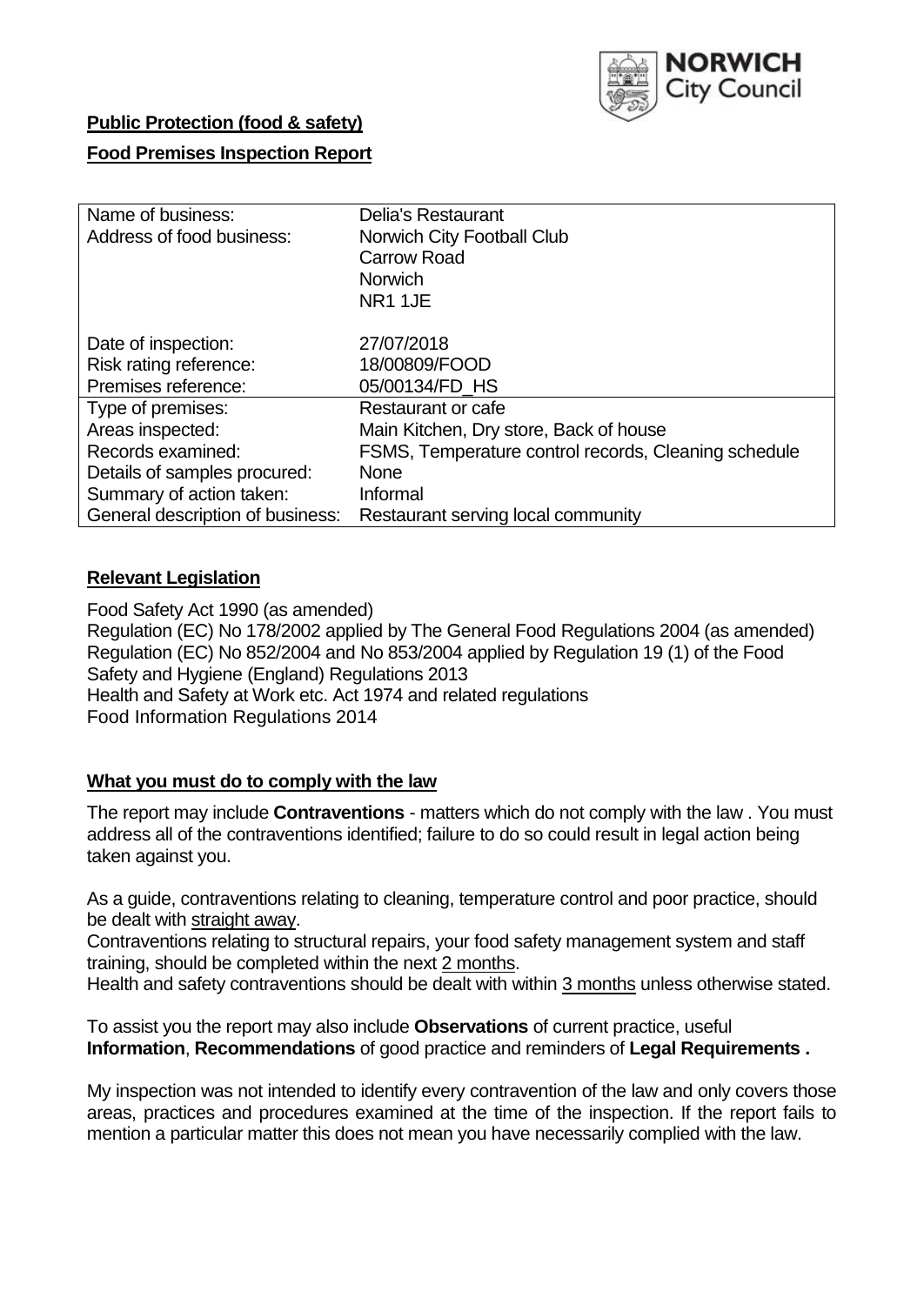**Public Protection (food & safety)**

**Food Premises Inspection Report**

| | |
|---|---|
| Name of business: | Delia's Restaurant |
| Address of food business: | Norwich City Football Club<br>Carrow Road<br>Norwich<br>NR1 1JE |
| Date of inspection: | 27/07/2018 |
| Risk rating reference: | 18/00809/FOOD |
| Premises reference: | 05/00134/FD_HS |
| Type of premises: | Restaurant or cafe |
| Areas inspected: | Main Kitchen, Dry store, Back of house |
| Records examined: | FSMS, Temperature control records, Cleaning schedule |
| Details of samples procured: | None |
| Summary of action taken: | Informal |
| General description of business: | Restaurant serving local community |

## Relevant Legislation

Food Safety Act 1990 (as amended)
Regulation (EC) No 178/2002 applied by The General Food Regulations 2004 (as amended)
Regulation (EC) No 852/2004 and No 853/2004 applied by Regulation 19 (1) of the Food Safety and Hygiene (England) Regulations 2013
Health and Safety at Work etc. Act 1974 and related regulations
Food Information Regulations 2014

## What you must do to comply with the law

The report may include **Contraventions** - matters which do not comply with the law . You must address all of the contraventions identified; failure to do so could result in legal action being taken against you.

As a guide, contraventions relating to cleaning, temperature control and poor practice, should be dealt with straight away.
Contraventions relating to structural repairs, your food safety management system and staff training, should be completed within the next 2 months.
Health and safety contraventions should be dealt with within 3 months unless otherwise stated.

To assist you the report may also include **Observations** of current practice, useful **Information**, **Recommendations** of good practice and reminders of **Legal Requirements .**

My inspection was not intended to identify every contravention of the law and only covers those areas, practices and procedures examined at the time of the inspection. If the report fails to mention a particular matter this does not mean you have necessarily complied with the law.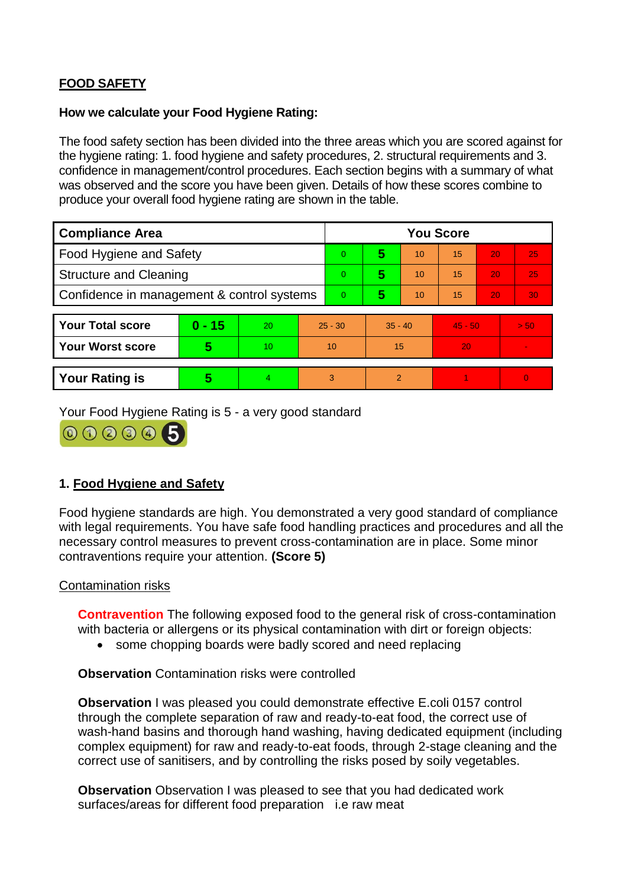**FOOD SAFETY**

**How we calculate your Food Hygiene Rating:**

The food safety section has been divided into the three areas which you are scored against for the hygiene rating: 1. food hygiene and safety procedures, 2. structural requirements and 3. confidence in management/control procedures. Each section begins with a summary of what was observed and the score you have been given. Details of how these scores combine to produce your overall food hygiene rating are shown in the table.

| Compliance Area | You Score | | | | | |
|---|---|---|---|---|---|---|
| Food Hygiene and Safety | 0 | **5** | 10 | 15 | 20 | 25 |
| Structure and Cleaning | 0 | **5** | 10 | 15 | 20 | 25 |
| Confidence in management & control systems | 0 | **5** | 10 | 15 | 20 | 30 |

| | | | | | | |
|---|---|---|---|---|---|---|
| **Your Total score** | **0 - 15** | 20 | 25 - 30 | 35 - 40 | 45 - 50 | > 50 |
| **Your Worst score** | **5** | 10 | 10 | 15 | 20 | - |
| **Your Rating is** | **5** | 4 | 3 | 2 | 1 | 0 |

Your Food Hygiene Rating is 5 - a very good standard

## 1. Food Hygiene and Safety

Food hygiene standards are high. You demonstrated a very good standard of compliance with legal requirements. You have safe food handling practices and procedures and all the necessary control measures to prevent cross-contamination are in place. Some minor contraventions require your attention. **(Score 5)**

Contamination risks

**Contravention** The following exposed food to the general risk of cross-contamination with bacteria or allergens or its physical contamination with dirt or foreign objects:

- some chopping boards were badly scored and need replacing

**Observation** Contamination risks were controlled

**Observation** I was pleased you could demonstrate effective E.coli 0157 control through the complete separation of raw and ready-to-eat food, the correct use of wash-hand basins and thorough hand washing, having dedicated equipment (including complex equipment) for raw and ready-to-eat foods, through 2-stage cleaning and the correct use of sanitisers, and by controlling the risks posed by soily vegetables.

**Observation** Observation I was pleased to see that you had dedicated work surfaces/areas for different food preparation i.e raw meat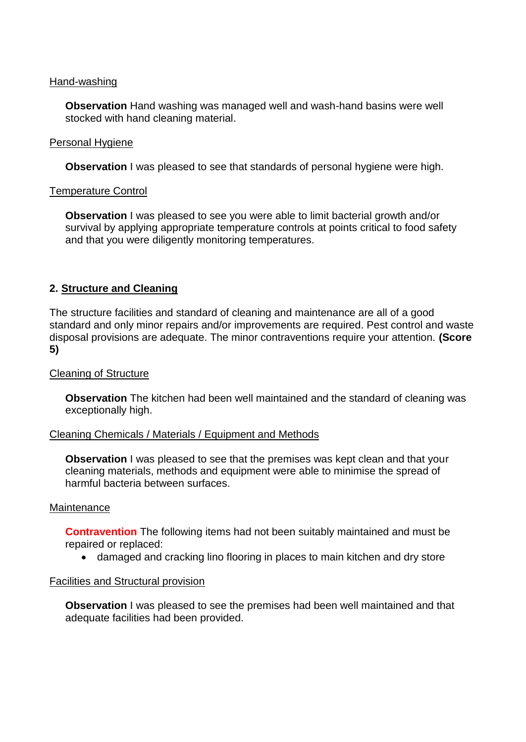Hand-washing

**Observation** Hand washing was managed well and wash-hand basins were well stocked with hand cleaning material.

Personal Hygiene

**Observation** I was pleased to see that standards of personal hygiene were high.

Temperature Control

**Observation** I was pleased to see you were able to limit bacterial growth and/or survival by applying appropriate temperature controls at points critical to food safety and that you were diligently monitoring temperatures.

## 2. Structure and Cleaning

The structure facilities and standard of cleaning and maintenance are all of a good standard and only minor repairs and/or improvements are required. Pest control and waste disposal provisions are adequate. The minor contraventions require your attention. **(Score 5)**

Cleaning of Structure

**Observation** The kitchen had been well maintained and the standard of cleaning was exceptionally high.

Cleaning Chemicals / Materials / Equipment and Methods

**Observation** I was pleased to see that the premises was kept clean and that your cleaning materials, methods and equipment were able to minimise the spread of harmful bacteria between surfaces.

Maintenance

**Contravention** The following items had not been suitably maintained and must be repaired or replaced:

- damaged and cracking lino flooring in places to main kitchen and dry store

Facilities and Structural provision

**Observation** I was pleased to see the premises had been well maintained and that adequate facilities had been provided.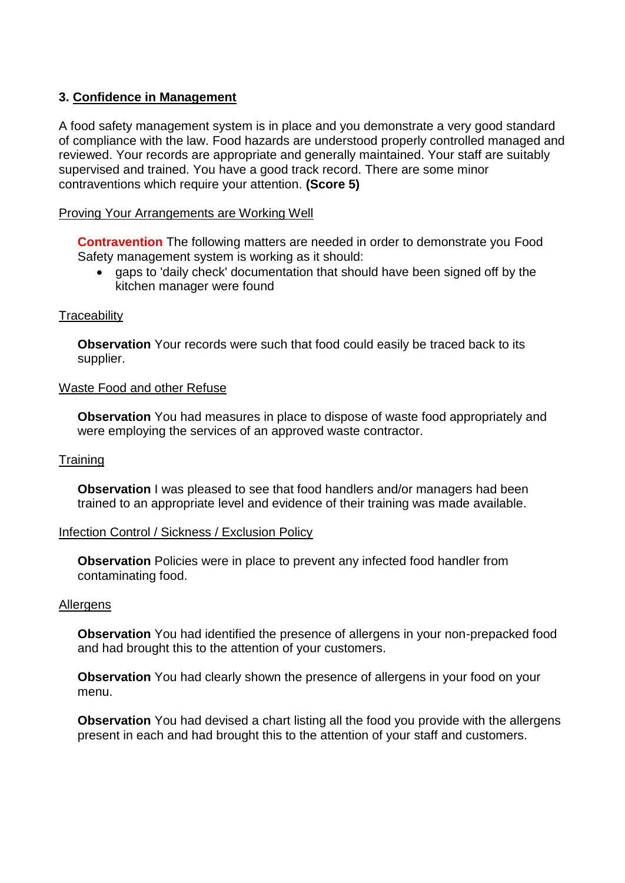### 3. Confidence in Management

A food safety management system is in place and you demonstrate a very good standard of compliance with the law. Food hazards are understood properly controlled managed and reviewed. Your records are appropriate and generally maintained. Your staff are suitably supervised and trained. You have a good track record. There are some minor contraventions which require your attention. **(Score 5)**

Proving Your Arrangements are Working Well

> **Contravention** The following matters are needed in order to demonstrate you Food Safety management system is working as it should:
>
> - gaps to 'daily check' documentation that should have been signed off by the kitchen manager were found

Traceability

> **Observation** Your records were such that food could easily be traced back to its supplier.

Waste Food and other Refuse

> **Observation** You had measures in place to dispose of waste food appropriately and were employing the services of an approved waste contractor.

Training

> **Observation** I was pleased to see that food handlers and/or managers had been trained to an appropriate level and evidence of their training was made available.

Infection Control / Sickness / Exclusion Policy

> **Observation** Policies were in place to prevent any infected food handler from contaminating food.

Allergens

> **Observation** You had identified the presence of allergens in your non-prepacked food and had brought this to the attention of your customers.
>
> **Observation** You had clearly shown the presence of allergens in your food on your menu.
>
> **Observation** You had devised a chart listing all the food you provide with the allergens present in each and had brought this to the attention of your staff and customers.